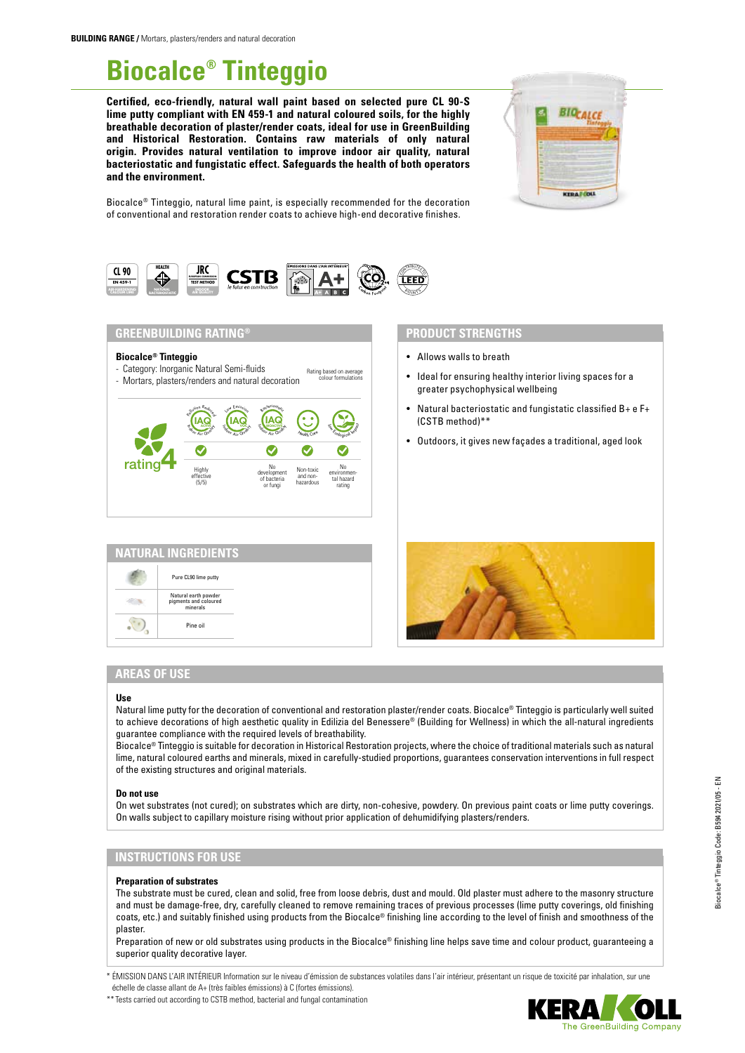**BUILDING RANGE /** Mortars, plasters/renders and natural decoration

# Biocalce® Tinteggio

**Certified, eco-friendly, natural wall paint based on selected pure CL 90-S lime putty compliant with EN 459-1 and natural coloured soils, for the highly breathable decoration of plaster/render coats, ideal for use in GreenBuilding and Historical Restoration. Contains raw materials of only natural origin. Provides natural ventilation to improve indoor air quality, natural bacteriostatic and fungistatic effect. Safeguards the health of both operators and the environment.**

Biocalce® Tinteggio, natural lime paint, is especially recommended for the decoration of conventional and restoration render coats to achieve high-end decorative finishes.

## GREENBUILDING RATING®

**Biocalce® Tinteggio**

- Category: Inorganic Natural Semi-fluids
- Mortars, plasters/renders and natural decoration

Rating based on average colour formulations

rating 4

| Pollution Reduced – IAQ Active | Low Emission – IAQ VOC | Bacteriostatic – IAQ Bioactive | Health Care | Low Ecological Impact |
|---|---|---|---|---|
| ✔ | | ✔ | ✔ | ✔ |
| Highly effective (5/5) | | No development of bacteria or fungi | Non-toxic and non-hazardous | No environmental hazard rating |

## PRODUCT STRENGTHS

- Allows walls to breath
- Ideal for ensuring healthy interior living spaces for a greater psychophysical wellbeing
- Natural bacteriostatic and fungistatic classified B+ e F+ (CSTB method)**
- Outdoors, it gives new façades a traditional, aged look

## NATURAL INGREDIENTS

- Pure CL90 lime putty
- Natural earth powder pigments and coloured minerals
- Pine oil

## AREAS OF USE

**Use**

Natural lime putty for the decoration of conventional and restoration plaster/render coats. Biocalce® Tinteggio is particularly well suited to achieve decorations of high aesthetic quality in Edilizia del Benessere® (Building for Wellness) in which the all-natural ingredients guarantee compliance with the required levels of breathability.

Biocalce® Tinteggio is suitable for decoration in Historical Restoration projects, where the choice of traditional materials such as natural lime, natural coloured earths and minerals, mixed in carefully-studied proportions, guarantees conservation interventions in full respect of the existing structures and original materials.

**Do not use**

On wet substrates (not cured); on substrates which are dirty, non-cohesive, powdery. On previous paint coats or lime putty coverings. On walls subject to capillary moisture rising without prior application of dehumidifying plasters/renders.

## INSTRUCTIONS FOR USE

**Preparation of substrates**

The substrate must be cured, clean and solid, free from loose debris, dust and mould. Old plaster must adhere to the masonry structure and must be damage-free, dry, carefully cleaned to remove remaining traces of previous processes (lime putty coverings, old finishing coats, etc.) and suitably finished using products from the Biocalce® finishing line according to the level of finish and smoothness of the plaster.

Preparation of new or old substrates using products in the Biocalce® finishing line helps save time and colour product, guaranteeing a superior quality decorative layer.

\* ÉMISSION DANS L'AIR INTÉRIEUR Information sur le niveau d'émission de substances volatiles dans l'air intérieur, présentant un risque de toxicité par inhalation, sur une échelle de classe allant de A+ (très faibles émissions) à C (fortes émissions).

\*\* Tests carried out according to CSTB method, bacterial and fungal contamination

Biocalce® Tinteggio Code: B594 2021/05 - EN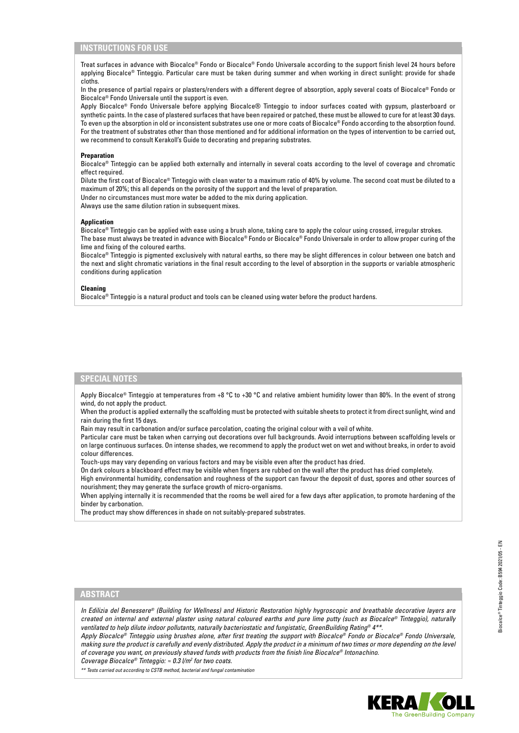## INSTRUCTIONS FOR USE

Treat surfaces in advance with Biocalce® Fondo or Biocalce® Fondo Universale according to the support finish level 24 hours before applying Biocalce® Tinteggio. Particular care must be taken during summer and when working in direct sunlight: provide for shade cloths.

In the presence of partial repairs or plasters/renders with a different degree of absorption, apply several coats of Biocalce® Fondo or Biocalce® Fondo Universale until the support is even.

Apply Biocalce® Fondo Universale before applying Biocalce® Tinteggio to indoor surfaces coated with gypsum, plasterboard or synthetic paints. In the case of plastered surfaces that have been repaired or patched, these must be allowed to cure for at least 30 days. To even up the absorption in old or inconsistent substrates use one or more coats of Biocalce® Fondo according to the absorption found. For the treatment of substrates other than those mentioned and for additional information on the types of intervention to be carried out, we recommend to consult Kerakoll's Guide to decorating and preparing substrates.

### Preparation

Biocalce® Tinteggio can be applied both externally and internally in several coats according to the level of coverage and chromatic effect required.

Dilute the first coat of Biocalce® Tinteggio with clean water to a maximum ratio of 40% by volume. The second coat must be diluted to a maximum of 20%; this all depends on the porosity of the support and the level of preparation.

Under no circumstances must more water be added to the mix during application.

Always use the same dilution ration in subsequent mixes.

### Application

Biocalce® Tinteggio can be applied with ease using a brush alone, taking care to apply the colour using crossed, irregular strokes.

The base must always be treated in advance with Biocalce® Fondo or Biocalce® Fondo Universale in order to allow proper curing of the lime and fixing of the coloured earths.

Biocalce® Tinteggio is pigmented exclusively with natural earths, so there may be slight differences in colour between one batch and the next and slight chromatic variations in the final result according to the level of absorption in the supports or variable atmospheric conditions during application

### Cleaning

Biocalce® Tinteggio is a natural product and tools can be cleaned using water before the product hardens.

## SPECIAL NOTES

Apply Biocalce® Tinteggio at temperatures from +8 °C to +30 °C and relative ambient humidity lower than 80%. In the event of strong wind, do not apply the product.

When the product is applied externally the scaffolding must be protected with suitable sheets to protect it from direct sunlight, wind and rain during the first 15 days.

Rain may result in carbonation and/or surface percolation, coating the original colour with a veil of white.

Particular care must be taken when carrying out decorations over full backgrounds. Avoid interruptions between scaffolding levels or on large continuous surfaces. On intense shades, we recommend to apply the product wet on wet and without breaks, in order to avoid colour differences.

Touch-ups may vary depending on various factors and may be visible even after the product has dried.

On dark colours a blackboard effect may be visible when fingers are rubbed on the wall after the product has dried completely.

High environmental humidity, condensation and roughness of the support can favour the deposit of dust, spores and other sources of nourishment; they may generate the surface growth of micro-organisms.

When applying internally it is recommended that the rooms be well aired for a few days after application, to promote hardening of the binder by carbonation.

The product may show differences in shade on not suitably-prepared substrates.

## ABSTRACT

*In Edilizia del Benessere® (Building for Wellness) and Historic Restoration highly hygroscopic and breathable decorative layers are created on internal and external plaster using natural coloured earths and pure lime putty (such as Biocalce® Tinteggio), naturally ventilated to help dilute indoor pollutants, naturally bacteriostatic and fungistatic, GreenBuilding Rating® 4\*\*.*

*Apply Biocalce® Tinteggio using brushes alone, after first treating the support with Biocalce® Fondo or Biocalce® Fondo Universale, making sure the product is carefully and evenly distributed. Apply the product in a minimum of two times or more depending on the level of coverage you want, on previously shaved funds with products from the finish line Biocalce® Intonachino.*

*Coverage Biocalce® Tinteggio: ≈ 0.3 l/m² for two coats.*

*\*\* Tests carried out according to CSTB method, bacterial and fungal contamination*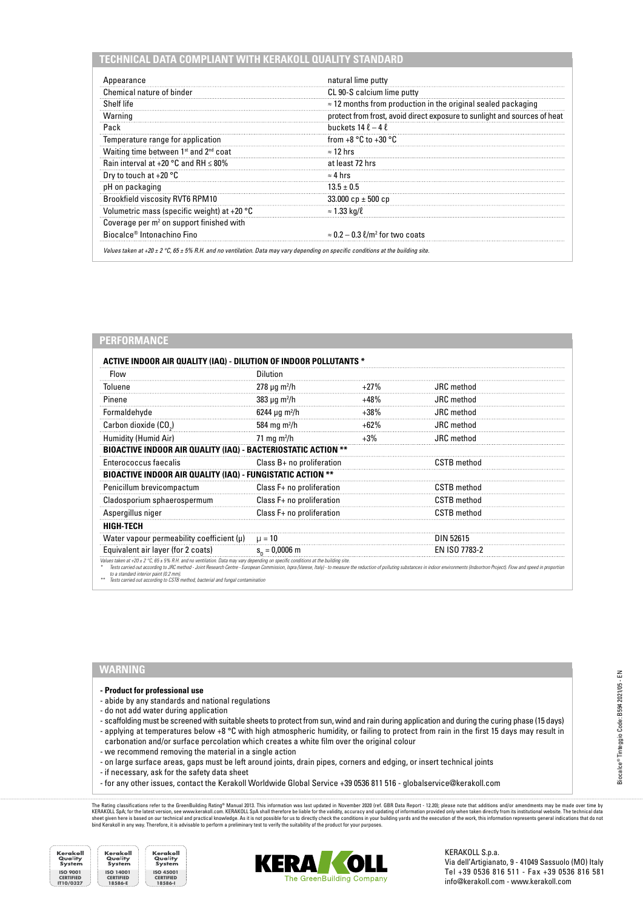## TECHNICAL DATA COMPLIANT WITH KERAKOLL QUALITY STANDARD

| | |
|---|---|
| Appearance | natural lime putty |
| Chemical nature of binder | CL 90-S calcium lime putty |
| Shelf life | ≈ 12 months from production in the original sealed packaging |
| Warning | protect from frost, avoid direct exposure to sunlight and sources of heat |
| Pack | buckets 14 ℓ – 4 ℓ |
| Temperature range for application | from +8 °C to +30 °C |
| Waiting time between 1st and 2nd coat | ≈ 12 hrs |
| Rain interval at +20 °C and RH ≤ 80% | at least 72 hrs |
| Dry to touch at +20 °C | ≈ 4 hrs |
| pH on packaging | 13.5 ± 0.5 |
| Brookfield viscosity RVT6 RPM10 | 33.000 cp ± 500 cp |
| Volumetric mass (specific weight) at +20 °C | ≈ 1.33 kg/ℓ |
| Coverage per m² on support finished with Biocalce® Intonachino Fino | ≈ 0.2 – 0.3 ℓ/m² for two coats |

*Values taken at +20 ± 2 °C, 65 ± 5% R.H. and no ventilation. Data may vary depending on specific conditions at the building site.*

## PERFORMANCE

| | | | |
|---|---|---|---|
| **ACTIVE INDOOR AIR QUALITY (IAQ) - DILUTION OF INDOOR POLLUTANTS \*** | | | |
| Flow | Dilution | | |
| Toluene | 278 μg m²/h | +27% | JRC method |
| Pinene | 383 μg m²/h | +48% | JRC method |
| Formaldehyde | 6244 μg m²/h | +38% | JRC method |
| Carbon dioxide ($CO_2$) | 584 mg m²/h | +62% | JRC method |
| Humidity (Humid Air) | 71 mg m²/h | +3% | JRC method |
| **BIOACTIVE INDOOR AIR QUALITY (IAQ) - BACTERIOSTATIC ACTION \*\*** | | | |
| Enterococcus faecalis | Class B+ no proliferation | | CSTB method |
| **BIOACTIVE INDOOR AIR QUALITY (IAQ) - FUNGISTATIC ACTION \*\*** | | | |
| Penicillum brevicompactum | Class F+ no proliferation | | CSTB method |
| Cladosporium sphaerospermum | Class F+ no proliferation | | CSTB method |
| Aspergillus niger | Class F+ no proliferation | | CSTB method |
| **HIGH-TECH** | | | |
| Water vapour permeability coefficient (μ) | μ = 10 | | DIN 52615 |
| Equivalent air layer (for 2 coats) | $s_D$ = 0,0006 m | | EN ISO 7783-2 |

*Values taken at +20 ± 2 °C, 65 ± 5% R.H. and no ventilation. Data may vary depending on specific conditions at the building site.*

\* *Tests carried out according to JRC method - Joint Research Centre - European Commission, Ispra (Varese, Italy) - to measure the reduction of polluting substances in indoor environments (Indoortron Project). Flow and speed in proportion to a standard interior paint (0.2 mm).*

\*\* *Tests carried out according to CSTB method, bacterial and fungal contamination*

## WARNING

- **Product for professional use**
- abide by any standards and national regulations
- do not add water during application
- scaffolding must be screened with suitable sheets to protect from sun, wind and rain during application and during the curing phase (15 days)
- applying at temperatures below +8 °C with high atmospheric humidity, or failing to protect from rain in the first 15 days may result in carbonation and/or surface percolation which creates a white film over the original colour
- we recommend removing the material in a single action
- on large surface areas, gaps must be left around joints, drain pipes, corners and edging, or insert technical joints
- if necessary, ask for the safety data sheet
- for any other issues, contact the Kerakoll Worldwide Global Service +39 0536 811 516 - globalservice@kerakoll.com

The Rating classifications refer to the GreenBuilding Rating® Manual 2013. This information was last updated in November 2020 (ref. GBR Data Report - 12.20); please note that additions and/or amendments may be made over time by KERAKOLL SpA; for the latest version, see www.kerakoll.com. KERAKOLL SpA shall therefore be liable for the validity, accuracy and updating of information provided only when taken directly from its institutional website. The technical data sheet given here is based on our technical and practical knowledge. As it is not possible for us to directly check the conditions in your building yards and the execution of the work, this information represents general indications that do not bind Kerakoll in any way. Therefore, it is advisable to perform a preliminary test to verify the suitability of the product for your purposes.

Kerakoll Quality System ISO 9001 CERTIFIED IT10/0327
Kerakoll Quality System ISO 14001 CERTIFIED 18586-E
Kerakoll Quality System ISO 45001 CERTIFIED 18586-I

KERAKOLL The GreenBuilding Company

KERAKOLL S.p.a.
Via dell'Artigianato, 9 - 41049 Sassuolo (MO) Italy
Tel +39 0536 816 511 - Fax +39 0536 816 581
info@kerakoll.com - www.kerakoll.com

Biocalce® Tinteggio Code: B594 2021/05 - EN